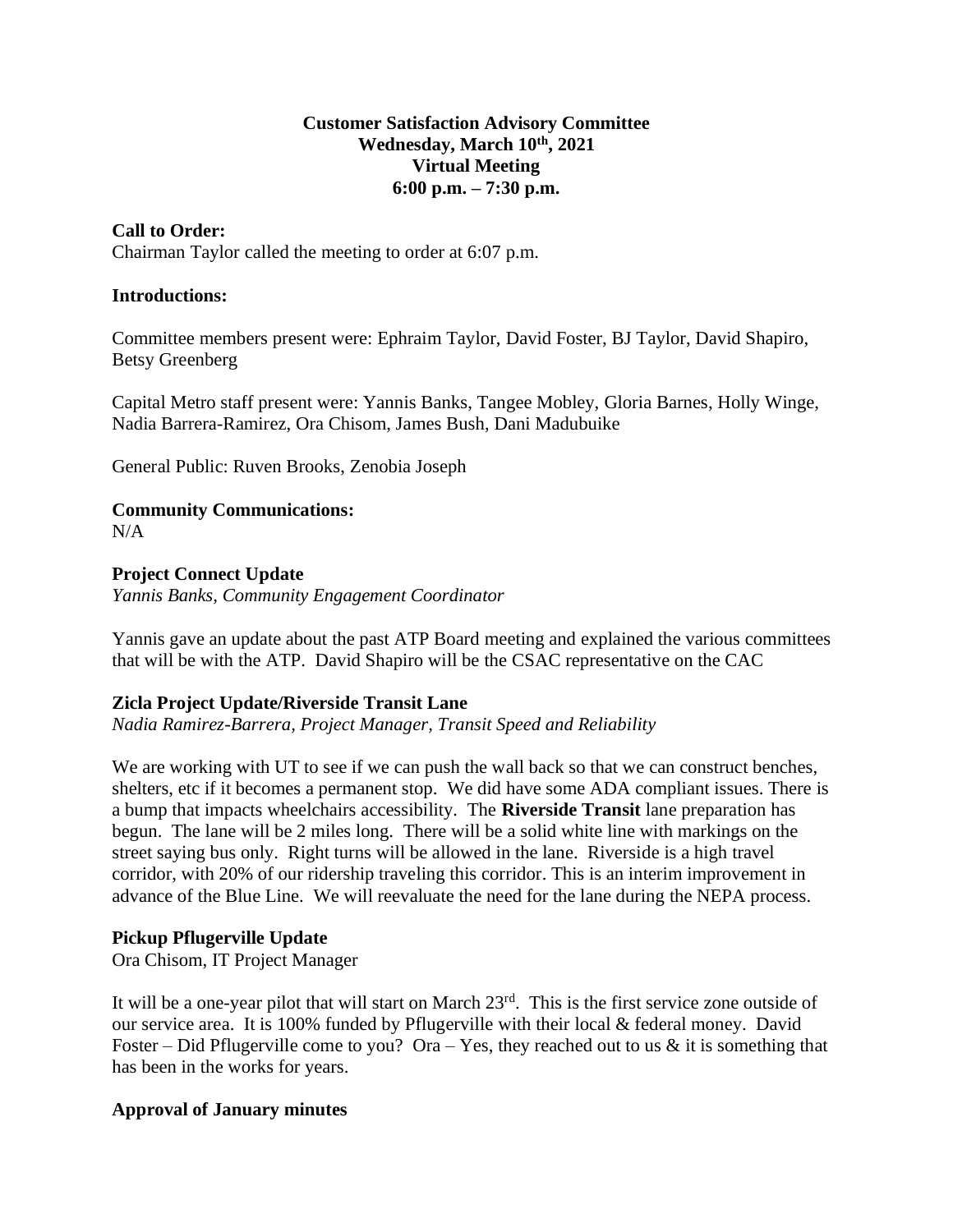**Customer Satisfaction Advisory Committee**
**Wednesday, March 10th, 2021**
**Virtual Meeting**
**6:00 p.m. – 7:30 p.m.**

**Call to Order:**
Chairman Taylor called the meeting to order at 6:07 p.m.

**Introductions:**

Committee members present were: Ephraim Taylor, David Foster, BJ Taylor, David Shapiro, Betsy Greenberg

Capital Metro staff present were: Yannis Banks, Tangee Mobley, Gloria Barnes, Holly Winge, Nadia Barrera-Ramirez, Ora Chisom, James Bush, Dani Madubuike

General Public: Ruven Brooks, Zenobia Joseph

**Community Communications:**
N/A

**Project Connect Update**
*Yannis Banks, Community Engagement Coordinator*

Yannis gave an update about the past ATP Board meeting and explained the various committees that will be with the ATP. David Shapiro will be the CSAC representative on the CAC

**Zicla Project Update/Riverside Transit Lane**
*Nadia Ramirez-Barrera, Project Manager, Transit Speed and Reliability*

We are working with UT to see if we can push the wall back so that we can construct benches, shelters, etc if it becomes a permanent stop. We did have some ADA compliant issues. There is a bump that impacts wheelchairs accessibility. The **Riverside Transit** lane preparation has begun. The lane will be 2 miles long. There will be a solid white line with markings on the street saying bus only. Right turns will be allowed in the lane. Riverside is a high travel corridor, with 20% of our ridership traveling this corridor. This is an interim improvement in advance of the Blue Line. We will reevaluate the need for the lane during the NEPA process.

**Pickup Pflugerville Update**
Ora Chisom, IT Project Manager

It will be a one-year pilot that will start on March 23rd. This is the first service zone outside of our service area. It is 100% funded by Pflugerville with their local & federal money. David Foster – Did Pflugerville come to you? Ora – Yes, they reached out to us & it is something that has been in the works for years.

**Approval of January minutes**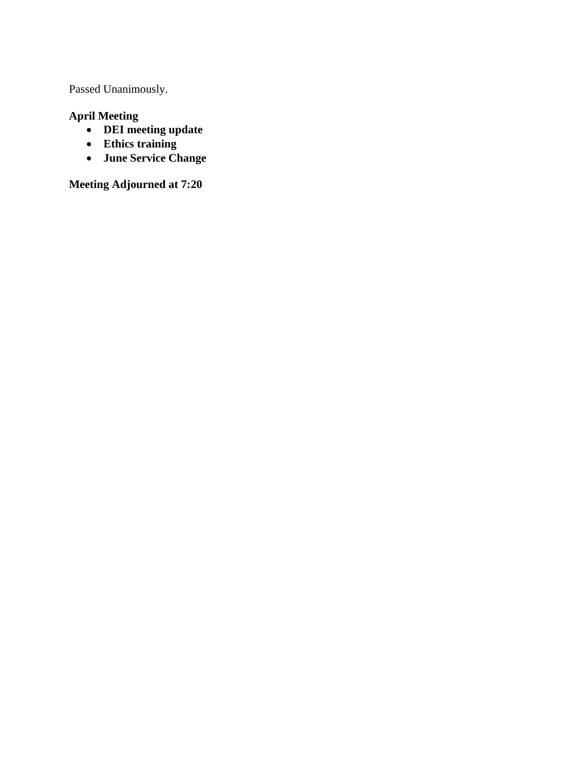Passed Unanimously.

**April Meeting**

- **DEI meeting update**
- **Ethics training**
- **June Service Change**

**Meeting Adjourned at 7:20**